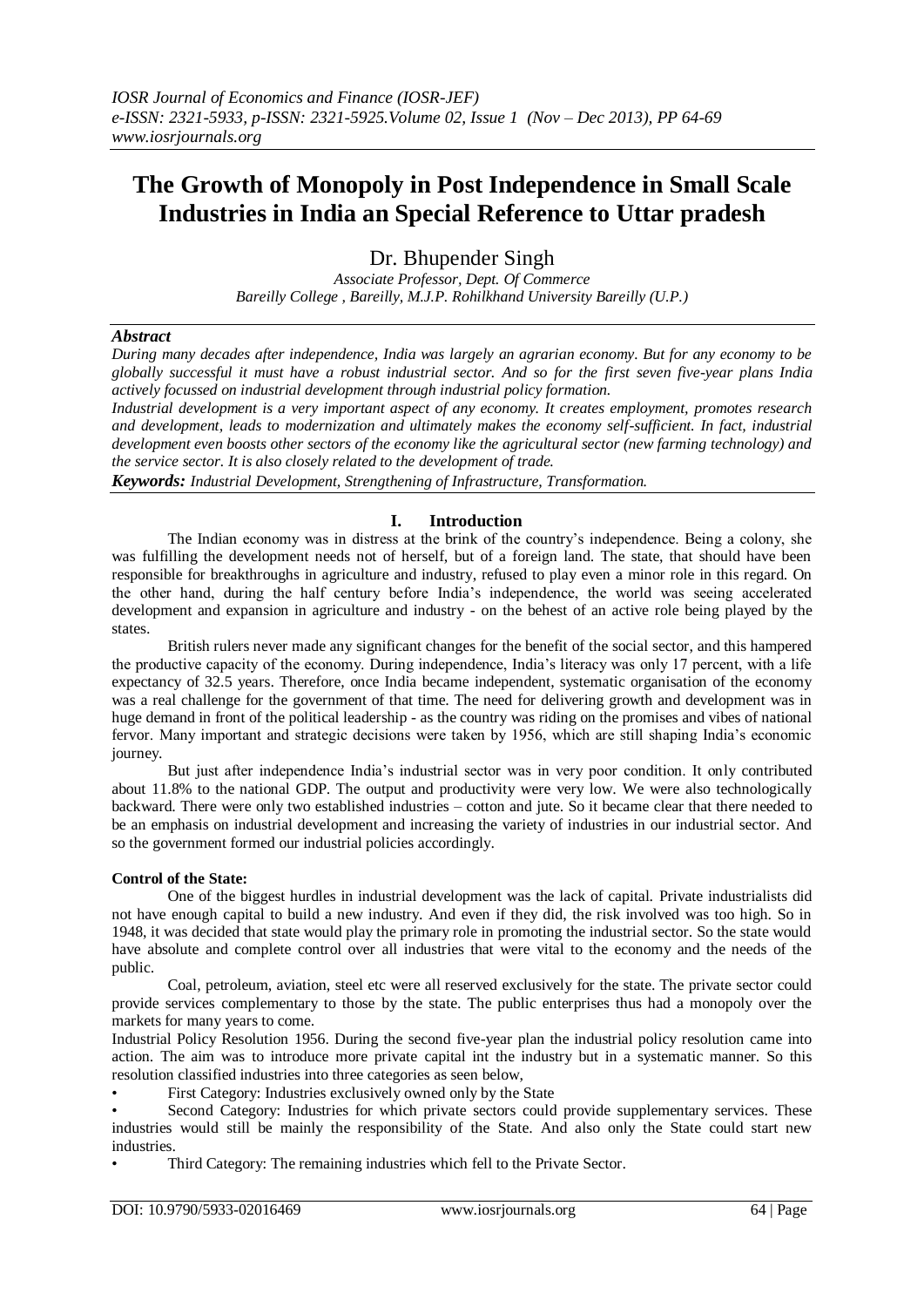# The Growth of Monopoly in Post Independence in Small Scale Industries in India an Special Reference to Uttar pradesh

Dr. Bhupender Singh

*Associate Professor, Dept. Of Commerce*
*Bareilly College , Bareilly, M.J.P. Rohilkhand University Bareilly (U.P.)*

***Abstract***

*During many decades after independence, India was largely an agrarian economy. But for any economy to be globally successful it must have a robust industrial sector. And so for the first seven five-year plans India actively focussed on industrial development through industrial policy formation.*

*Industrial development is a very important aspect of any economy. It creates employment, promotes research and development, leads to modernization and ultimately makes the economy self-sufficient. In fact, industrial development even boosts other sectors of the economy like the agricultural sector (new farming technology) and the service sector. It is also closely related to the development of trade.*

***Keywords:*** *Industrial Development, Strengthening of Infrastructure, Transformation.*

## I. Introduction

The Indian economy was in distress at the brink of the country's independence. Being a colony, she was fulfilling the development needs not of herself, but of a foreign land. The state, that should have been responsible for breakthroughs in agriculture and industry, refused to play even a minor role in this regard. On the other hand, during the half century before India's independence, the world was seeing accelerated development and expansion in agriculture and industry - on the behest of an active role being played by the states.

British rulers never made any significant changes for the benefit of the social sector, and this hampered the productive capacity of the economy. During independence, India's literacy was only 17 percent, with a life expectancy of 32.5 years. Therefore, once India became independent, systematic organisation of the economy was a real challenge for the government of that time. The need for delivering growth and development was in huge demand in front of the political leadership - as the country was riding on the promises and vibes of national fervor. Many important and strategic decisions were taken by 1956, which are still shaping India's economic journey.

But just after independence India's industrial sector was in very poor condition. It only contributed about 11.8% to the national GDP. The output and productivity were very low. We were also technologically backward. There were only two established industries – cotton and jute. So it became clear that there needed to be an emphasis on industrial development and increasing the variety of industries in our industrial sector. And so the government formed our industrial policies accordingly.

**Control of the State:**

One of the biggest hurdles in industrial development was the lack of capital. Private industrialists did not have enough capital to build a new industry. And even if they did, the risk involved was too high. So in 1948, it was decided that state would play the primary role in promoting the industrial sector. So the state would have absolute and complete control over all industries that were vital to the economy and the needs of the public.

Coal, petroleum, aviation, steel etc were all reserved exclusively for the state. The private sector could provide services complementary to those by the state. The public enterprises thus had a monopoly over the markets for many years to come.

Industrial Policy Resolution 1956. During the second five-year plan the industrial policy resolution came into action. The aim was to introduce more private capital int the industry but in a systematic manner. So this resolution classified industries into three categories as seen below,

- First Category: Industries exclusively owned only by the State
- Second Category: Industries for which private sectors could provide supplementary services. These industries would still be mainly the responsibility of the State. And also only the State could start new industries.
- Third Category: The remaining industries which fell to the Private Sector.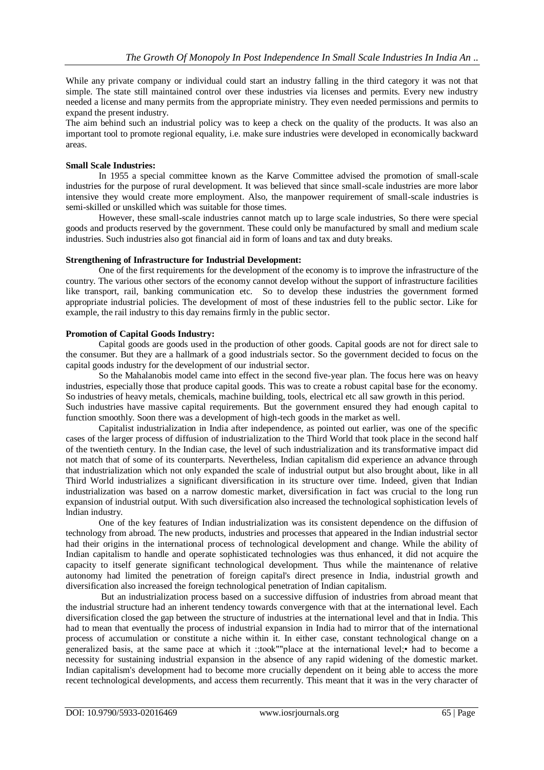While any private company or individual could start an industry falling in the third category it was not that simple. The state still maintained control over these industries via licenses and permits. Every new industry needed a license and many permits from the appropriate ministry. They even needed permissions and permits to expand the present industry.

The aim behind such an industrial policy was to keep a check on the quality of the products. It was also an important tool to promote regional equality, i.e. make sure industries were developed in economically backward areas.

**Small Scale Industries:**

In 1955 a special committee known as the Karve Committee advised the promotion of small-scale industries for the purpose of rural development. It was believed that since small-scale industries are more labor intensive they would create more employment. Also, the manpower requirement of small-scale industries is semi-skilled or unskilled which was suitable for those times.

However, these small-scale industries cannot match up to large scale industries, So there were special goods and products reserved by the government. These could only be manufactured by small and medium scale industries. Such industries also got financial aid in form of loans and tax and duty breaks.

**Strengthening of Infrastructure for Industrial Development:**

One of the first requirements for the development of the economy is to improve the infrastructure of the country. The various other sectors of the economy cannot develop without the support of infrastructure facilities like transport, rail, banking communication etc. So to develop these industries the government formed appropriate industrial policies. The development of most of these industries fell to the public sector. Like for example, the rail industry to this day remains firmly in the public sector.

**Promotion of Capital Goods Industry:**

Capital goods are goods used in the production of other goods. Capital goods are not for direct sale to the consumer. But they are a hallmark of a good industrials sector. So the government decided to focus on the capital goods industry for the development of our industrial sector.

So the Mahalanobis model came into effect in the second five-year plan. The focus here was on heavy industries, especially those that produce capital goods. This was to create a robust capital base for the economy. So industries of heavy metals, chemicals, machine building, tools, electrical etc all saw growth in this period. Such industries have massive capital requirements. But the government ensured they had enough capital to function smoothly. Soon there was a development of high-tech goods in the market as well.

Capitalist industrialization in India after independence, as pointed out earlier, was one of the specific cases of the larger process of diffusion of industrialization to the Third World that took place in the second half of the twentieth century. In the Indian case, the level of such industrialization and its transformative impact did not match that of some of its counterparts. Nevertheless, Indian capitalism did experience an advance through that industrialization which not only expanded the scale of industrial output but also brought about, like in all Third World industrializes a significant diversification in its structure over time. Indeed, given that Indian industrialization was based on a narrow domestic market, diversification in fact was crucial to the long run expansion of industrial output. With such diversification also increased the technological sophistication levels of lndian industry.

One of the key features of Indian industrialization was its consistent dependence on the diffusion of technology from abroad. The new products, industries and processes that appeared in the Indian industrial sector had their origins in the international process of technological development and change. While the ability of Indian capitalism to handle and operate sophisticated technologies was thus enhanced, it did not acquire the capacity to itself generate significant technological development. Thus while the maintenance of relative autonomy had limited the penetration of foreign capital's direct presence in India, industrial growth and diversification also increased the foreign technological penetration of Indian capitalism.

But an industrialization process based on a successive diffusion of industries from abroad meant that the industrial structure had an inherent tendency towards convergence with that at the international level. Each diversification closed the gap between the structure of industries at the international level and that in India. This had to mean that eventually the process of industrial expansion in India had to mirror that of the international process of accumulation or constitute a niche within it. In either case, constant technological change on a generalized basis, at the same pace at which it ::took""place at the international level;• had to become a necessity for sustaining industrial expansion in the absence of any rapid widening of the domestic market. Indian capitalism's development had to become more crucially dependent on it being able to access the more recent technological developments, and access them recurrently. This meant that it was in the very character of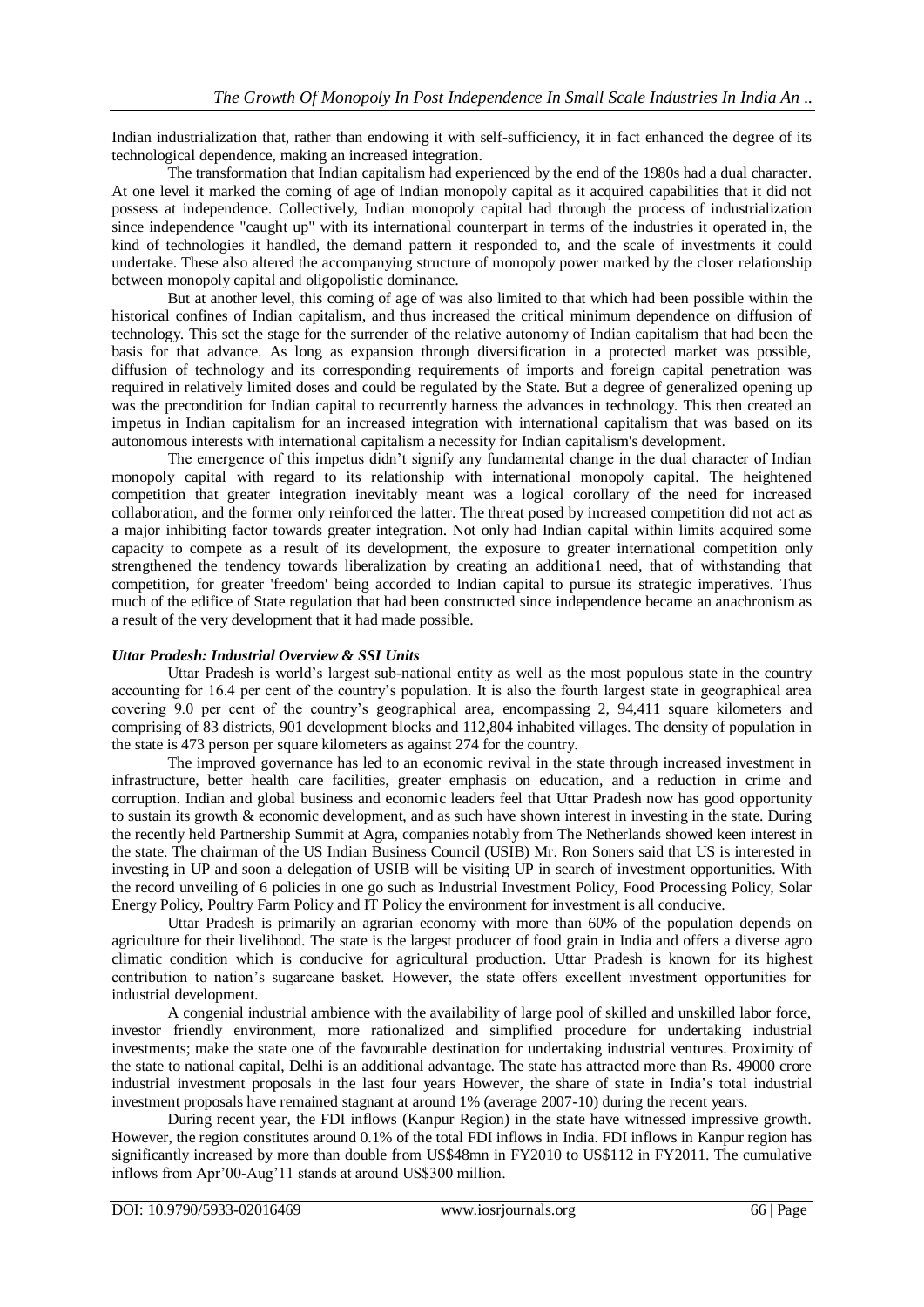Indian industrialization that, rather than endowing it with self-sufficiency, it in fact enhanced the degree of its technological dependence, making an increased integration.

The transformation that Indian capitalism had experienced by the end of the 1980s had a dual character. At one level it marked the coming of age of Indian monopoly capital as it acquired capabilities that it did not possess at independence. Collectively, Indian monopoly capital had through the process of industrialization since independence "caught up" with its international counterpart in terms of the industries it operated in, the kind of technologies it handled, the demand pattern it responded to, and the scale of investments it could undertake. These also altered the accompanying structure of monopoly power marked by the closer relationship between monopoly capital and oligopolistic dominance.

But at another level, this coming of age of was also limited to that which had been possible within the historical confines of Indian capitalism, and thus increased the critical minimum dependence on diffusion of technology. This set the stage for the surrender of the relative autonomy of Indian capitalism that had been the basis for that advance. As long as expansion through diversification in a protected market was possible, diffusion of technology and its corresponding requirements of imports and foreign capital penetration was required in relatively limited doses and could be regulated by the State. But a degree of generalized opening up was the precondition for Indian capital to recurrently harness the advances in technology. This then created an impetus in Indian capitalism for an increased integration with international capitalism that was based on its autonomous interests with international capitalism a necessity for Indian capitalism's development.

The emergence of this impetus didn't signify any fundamental change in the dual character of Indian monopoly capital with regard to its relationship with international monopoly capital. The heightened competition that greater integration inevitably meant was a logical corollary of the need for increased collaboration, and the former only reinforced the latter. The threat posed by increased competition did not act as a major inhibiting factor towards greater integration. Not only had Indian capital within limits acquired some capacity to compete as a result of its development, the exposure to greater international competition only strengthened the tendency towards liberalization by creating an additiona1 need, that of withstanding that competition, for greater 'freedom' being accorded to Indian capital to pursue its strategic imperatives. Thus much of the edifice of State regulation that had been constructed since independence became an anachronism as a result of the very development that it had made possible.

### *Uttar Pradesh: Industrial Overview & SSI Units*

Uttar Pradesh is world's largest sub-national entity as well as the most populous state in the country accounting for 16.4 per cent of the country's population. It is also the fourth largest state in geographical area covering 9.0 per cent of the country's geographical area, encompassing 2, 94,411 square kilometers and comprising of 83 districts, 901 development blocks and 112,804 inhabited villages. The density of population in the state is 473 person per square kilometers as against 274 for the country.

The improved governance has led to an economic revival in the state through increased investment in infrastructure, better health care facilities, greater emphasis on education, and a reduction in crime and corruption. Indian and global business and economic leaders feel that Uttar Pradesh now has good opportunity to sustain its growth & economic development, and as such have shown interest in investing in the state. During the recently held Partnership Summit at Agra, companies notably from The Netherlands showed keen interest in the state. The chairman of the US Indian Business Council (USIB) Mr. Ron Soners said that US is interested in investing in UP and soon a delegation of USIB will be visiting UP in search of investment opportunities. With the record unveiling of 6 policies in one go such as Industrial Investment Policy, Food Processing Policy, Solar Energy Policy, Poultry Farm Policy and IT Policy the environment for investment is all conducive.

Uttar Pradesh is primarily an agrarian economy with more than 60% of the population depends on agriculture for their livelihood. The state is the largest producer of food grain in India and offers a diverse agro climatic condition which is conducive for agricultural production. Uttar Pradesh is known for its highest contribution to nation's sugarcane basket. However, the state offers excellent investment opportunities for industrial development.

A congenial industrial ambience with the availability of large pool of skilled and unskilled labor force, investor friendly environment, more rationalized and simplified procedure for undertaking industrial investments; make the state one of the favourable destination for undertaking industrial ventures. Proximity of the state to national capital, Delhi is an additional advantage. The state has attracted more than Rs. 49000 crore industrial investment proposals in the last four years However, the share of state in India's total industrial investment proposals have remained stagnant at around 1% (average 2007-10) during the recent years.

During recent year, the FDI inflows (Kanpur Region) in the state have witnessed impressive growth. However, the region constitutes around 0.1% of the total FDI inflows in India. FDI inflows in Kanpur region has significantly increased by more than double from US$48mn in FY2010 to US$112 in FY2011. The cumulative inflows from Apr'00-Aug'11 stands at around US$300 million.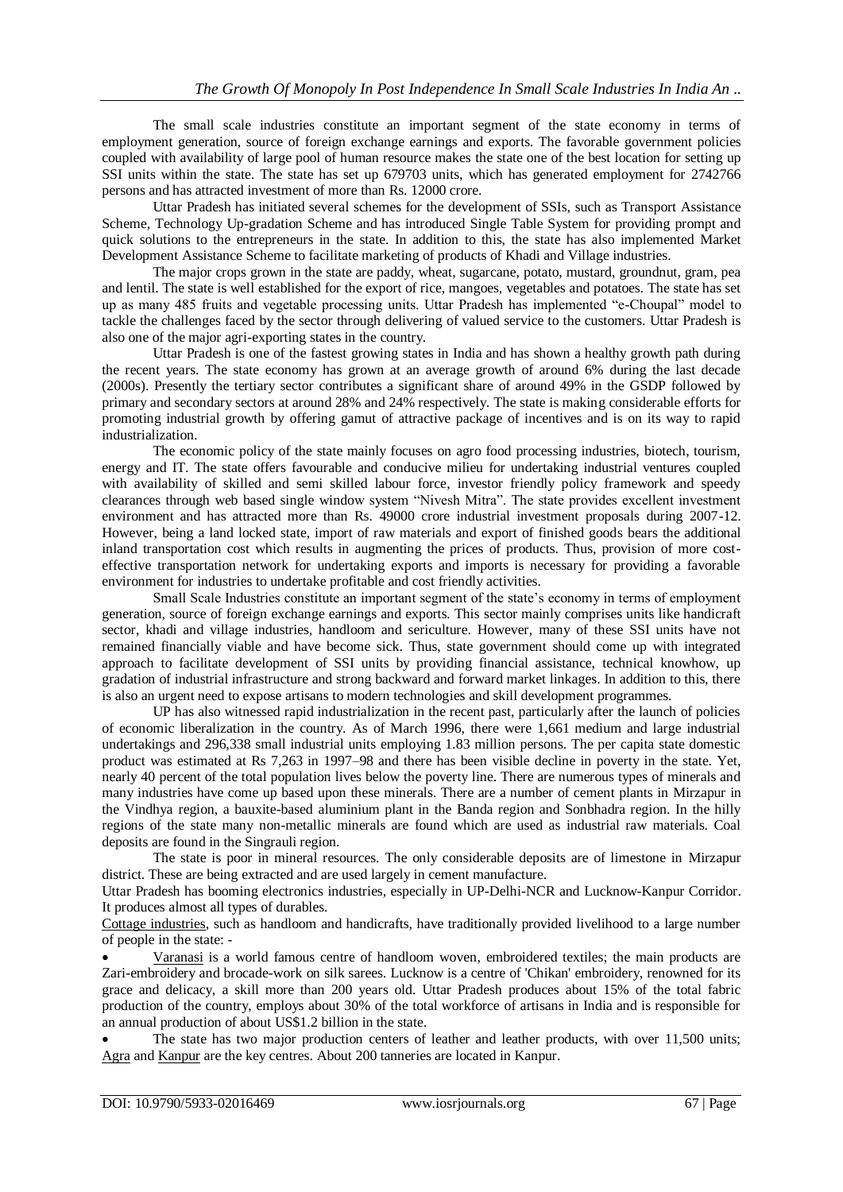The small scale industries constitute an important segment of the state economy in terms of employment generation, source of foreign exchange earnings and exports. The favorable government policies coupled with availability of large pool of human resource makes the state one of the best location for setting up SSI units within the state. The state has set up 679703 units, which has generated employment for 2742766 persons and has attracted investment of more than Rs. 12000 crore.

Uttar Pradesh has initiated several schemes for the development of SSIs, such as Transport Assistance Scheme, Technology Up-gradation Scheme and has introduced Single Table System for providing prompt and quick solutions to the entrepreneurs in the state. In addition to this, the state has also implemented Market Development Assistance Scheme to facilitate marketing of products of Khadi and Village industries.

The major crops grown in the state are paddy, wheat, sugarcane, potato, mustard, groundnut, gram, pea and lentil. The state is well established for the export of rice, mangoes, vegetables and potatoes. The state has set up as many 485 fruits and vegetable processing units. Uttar Pradesh has implemented "e-Choupal" model to tackle the challenges faced by the sector through delivering of valued service to the customers. Uttar Pradesh is also one of the major agri-exporting states in the country.

Uttar Pradesh is one of the fastest growing states in India and has shown a healthy growth path during the recent years. The state economy has grown at an average growth of around 6% during the last decade (2000s). Presently the tertiary sector contributes a significant share of around 49% in the GSDP followed by primary and secondary sectors at around 28% and 24% respectively. The state is making considerable efforts for promoting industrial growth by offering gamut of attractive package of incentives and is on its way to rapid industrialization.

The economic policy of the state mainly focuses on agro food processing industries, biotech, tourism, energy and IT. The state offers favourable and conducive milieu for undertaking industrial ventures coupled with availability of skilled and semi skilled labour force, investor friendly policy framework and speedy clearances through web based single window system "Nivesh Mitra". The state provides excellent investment environment and has attracted more than Rs. 49000 crore industrial investment proposals during 2007-12. However, being a land locked state, import of raw materials and export of finished goods bears the additional inland transportation cost which results in augmenting the prices of products. Thus, provision of more cost-effective transportation network for undertaking exports and imports is necessary for providing a favorable environment for industries to undertake profitable and cost friendly activities.

Small Scale Industries constitute an important segment of the state's economy in terms of employment generation, source of foreign exchange earnings and exports. This sector mainly comprises units like handicraft sector, khadi and village industries, handloom and sericulture. However, many of these SSI units have not remained financially viable and have become sick. Thus, state government should come up with integrated approach to facilitate development of SSI units by providing financial assistance, technical knowhow, up gradation of industrial infrastructure and strong backward and forward market linkages. In addition to this, there is also an urgent need to expose artisans to modern technologies and skill development programmes.

UP has also witnessed rapid industrialization in the recent past, particularly after the launch of policies of economic liberalization in the country. As of March 1996, there were 1,661 medium and large industrial undertakings and 296,338 small industrial units employing 1.83 million persons. The per capita state domestic product was estimated at Rs 7,263 in 1997–98 and there has been visible decline in poverty in the state. Yet, nearly 40 percent of the total population lives below the poverty line. There are numerous types of minerals and many industries have come up based upon these minerals. There are a number of cement plants in Mirzapur in the Vindhya region, a bauxite-based aluminium plant in the Banda region and Sonbhadra region. In the hilly regions of the state many non-metallic minerals are found which are used as industrial raw materials. Coal deposits are found in the Singrauli region.

The state is poor in mineral resources. The only considerable deposits are of limestone in Mirzapur district. These are being extracted and are used largely in cement manufacture.

Uttar Pradesh has booming electronics industries, especially in UP-Delhi-NCR and Lucknow-Kanpur Corridor. It produces almost all types of durables.

Cottage industries, such as handloom and handicrafts, have traditionally provided livelihood to a large number of people in the state: -

- Varanasi is a world famous centre of handloom woven, embroidered textiles; the main products are Zari-embroidery and brocade-work on silk sarees. Lucknow is a centre of 'Chikan' embroidery, renowned for its grace and delicacy, a skill more than 200 years old. Uttar Pradesh produces about 15% of the total fabric production of the country, employs about 30% of the total workforce of artisans in India and is responsible for an annual production of about US$1.2 billion in the state.
- The state has two major production centers of leather and leather products, with over 11,500 units; Agra and Kanpur are the key centres. About 200 tanneries are located in Kanpur.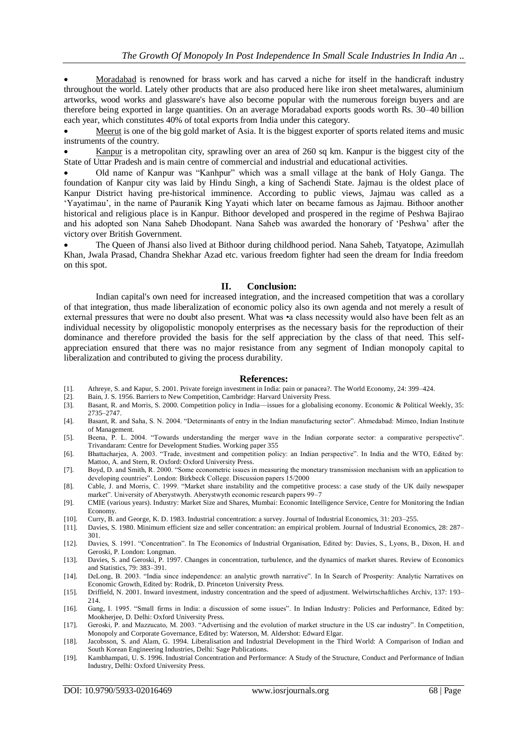- Moradabad is renowned for brass work and has carved a niche for itself in the handicraft industry throughout the world. Lately other products that are also produced here like iron sheet metalwares, aluminium artworks, wood works and glassware's have also become popular with the numerous foreign buyers and are therefore being exported in large quantities. On an average Moradabad exports goods worth Rs. 30–40 billion each year, which constitutes 40% of total exports from India under this category.
- Meerut is one of the big gold market of Asia. It is the biggest exporter of sports related items and music instruments of the country.
- Kanpur is a metropolitan city, sprawling over an area of 260 sq km. Kanpur is the biggest city of the State of Uttar Pradesh and is main centre of commercial and industrial and educational activities.
- Old name of Kanpur was "Kanhpur" which was a small village at the bank of Holy Ganga. The foundation of Kanpur city was laid by Hindu Singh, a king of Sachendi State. Jajmau is the oldest place of Kanpur District having pre-historical imminence. According to public views, Jajmau was called as a 'Yayatimau', in the name of Pauranik King Yayati which later on became famous as Jajmau. Bithoor another historical and religious place is in Kanpur. Bithoor developed and prospered in the regime of Peshwa Bajirao and his adopted son Nana Saheb Dhodopant. Nana Saheb was awarded the honorary of 'Peshwa' after the victory over British Government.
- The Queen of Jhansi also lived at Bithoor during childhood period. Nana Saheb, Tatyatope, Azimullah Khan, Jwala Prasad, Chandra Shekhar Azad etc. various freedom fighter had seen the dream for India freedom on this spot.

## II. Conclusion:

Indian capital's own need for increased integration, and the increased competition that was a corollary of that integration, thus made liberalization of economic policy also its own agenda and not merely a result of external pressures that were no doubt also present. What was •a class necessity would also have been felt as an individual necessity by oligopolistic monopoly enterprises as the necessary basis for the reproduction of their dominance and therefore provided the basis for the self appreciation by the class of that need. This self-appreciation ensured that there was no major resistance from any segment of Indian monopoly capital to liberalization and contributed to giving the process durability.

## References:

[1]. Athreye, S. and Kapur, S. 2001. Private foreign investment in India: pain or panacea?. The World Economy, 24: 399–424.

[2]. Bain, J. S. 1956. Barriers to New Competition, Cambridge: Harvard University Press.

[3]. Basant, R. and Morris, S. 2000. Competition policy in India—issues for a globalising economy. Economic & Political Weekly, 35: 2735–2747.

[4]. Basant, R. and Saha, S. N. 2004. "Determinants of entry in the Indian manufacturing sector". Ahmedabad: Mimeo, Indian Institute of Management.

[5]. Beena, P. L. 2004. "Towards understanding the merger wave in the Indian corporate sector: a comparative perspective". Trivandaram: Centre for Development Studies. Working paper 355

[6]. Bhattacharjea, A. 2003. "Trade, investment and competition policy: an Indian perspective". In India and the WTO, Edited by: Mattoo, A. and Stern, R. Oxford: Oxford University Press.

[7]. Boyd, D. and Smith, R. 2000. "Some econometric issues in measuring the monetary transmission mechanism with an application to developing countries". London: Birkbeck College. Discussion papers 15/2000

[8]. Cable, J. and Morris, C. 1999. "Market share instability and the competitive process: a case study of the UK daily newspaper market". University of Aberystwyth. Aberystwyth economic research papers 99–7

[9]. CMIE (various years). Industry: Market Size and Shares, Mumbai: Economic Intelligence Service, Centre for Monitoring the Indian Economy.

[10]. Curry, B. and George, K. D. 1983. Industrial concentration: a survey. Journal of Industrial Economics, 31: 203–255.

[11]. Davies, S. 1980. Minimum efficient size and seller concentration: an empirical problem. Journal of Industrial Economics, 28: 287–301.

[12]. Davies, S. 1991. "Concentration". In The Economics of Industrial Organisation, Edited by: Davies, S., Lyons, B., Dixon, H. and Geroski, P. London: Longman.

[13]. Davies, S. and Geroski, P. 1997. Changes in concentration, turbulence, and the dynamics of market shares. Review of Economics and Statistics, 79: 383–391.

[14]. DeLong, B. 2003. "India since independence: an analytic growth narrative". In In Search of Prosperity: Analytic Narratives on Economic Growth, Edited by: Rodrik, D. Princeton University Press.

[15]. Driffield, N. 2001. Inward investment, industry concentration and the speed of adjustment. Welwirtschaftliches Archiv, 137: 193–214.

[16]. Gang, I. 1995. "Small firms in India: a discussion of some issues". In Indian Industry: Policies and Performance, Edited by: Mookherjee, D. Delhi: Oxford University Press.

[17]. Geroski, P. and Mazzucato, M. 2003. "Advertising and the evolution of market structure in the US car industry". In Competition, Monopoly and Corporate Governance, Edited by: Waterson, M. Aldershot: Edward Elgar.

[18]. Jacobsson, S. and Alam, G. 1994. Liberalisation and Industrial Development in the Third World: A Comparison of Indian and South Korean Engineering Industries, Delhi: Sage Publications.

[19]. Kambhampati, U. S. 1996. Industrial Concentration and Performance: A Study of the Structure, Conduct and Performance of Indian Industry, Delhi: Oxford University Press.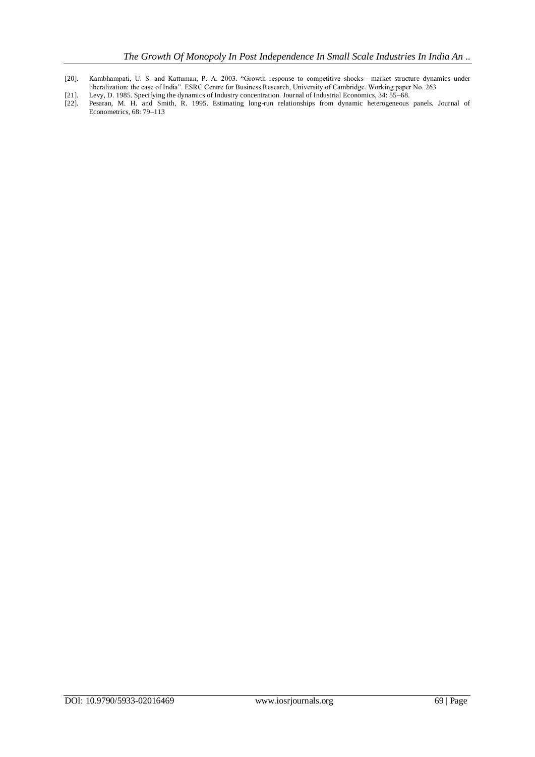[20]. Kambhampati, U. S. and Kattuman, P. A. 2003. "Growth response to competitive shocks—market structure dynamics under liberalization: the case of India". ESRC Centre for Business Research, University of Cambridge. Working paper No. 263

[21]. Levy, D. 1985. Specifying the dynamics of Industry concentration. Journal of Industrial Economics, 34: 55–68.

[22]. Pesaran, M. H. and Smith, R. 1995. Estimating long-run relationships from dynamic heterogeneous panels. Journal of Econometrics, 68: 79–113